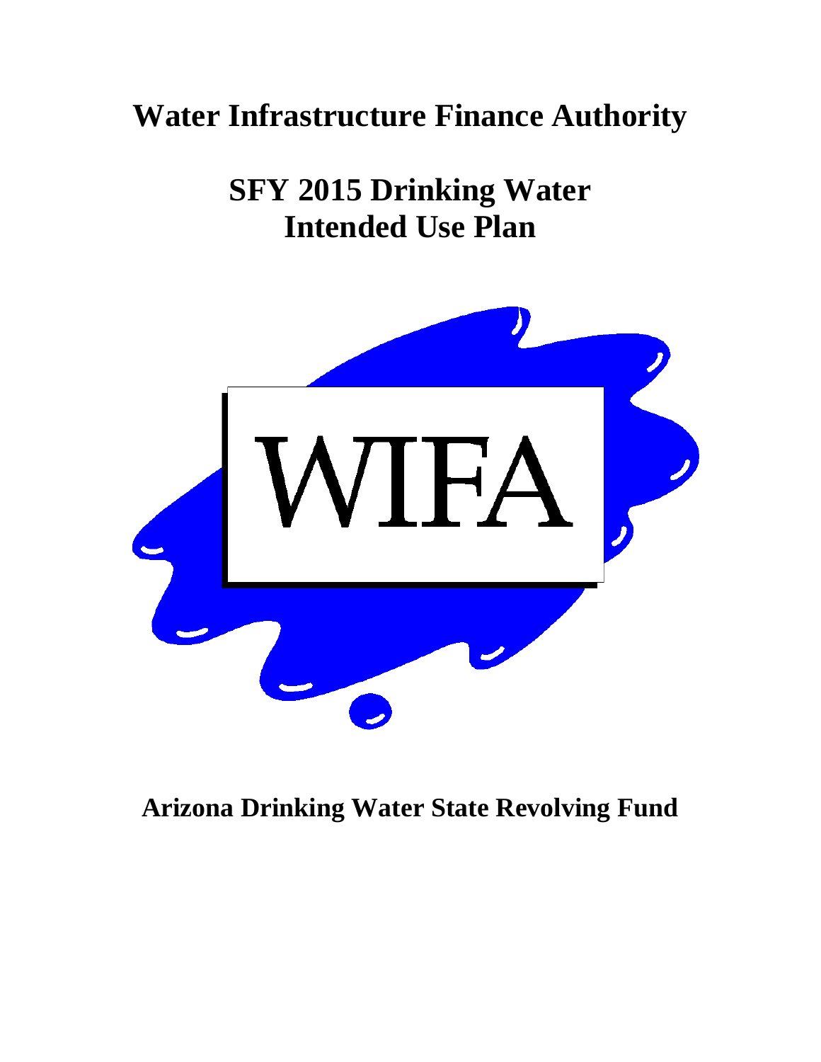# Water Infrastructure Finance Authority

# SFY 2015 Drinking Water Intended Use Plan

WIFA

## Arizona Drinking Water State Revolving Fund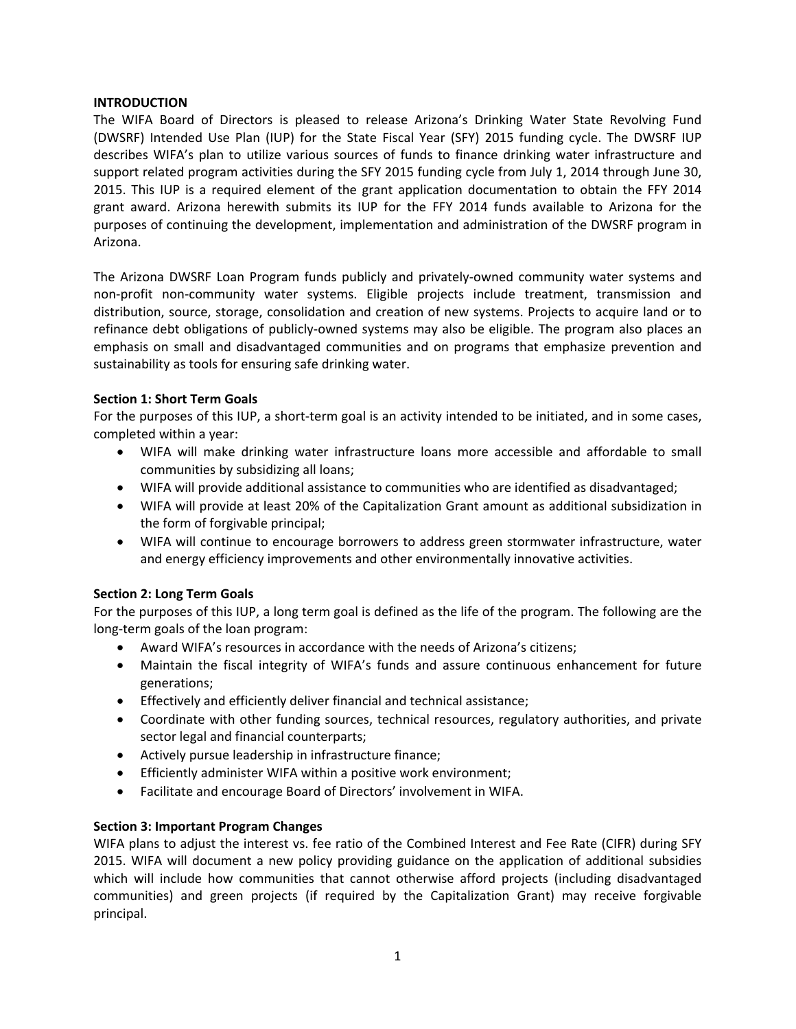## INTRODUCTION

The WIFA Board of Directors is pleased to release Arizona's Drinking Water State Revolving Fund (DWSRF) Intended Use Plan (IUP) for the State Fiscal Year (SFY) 2015 funding cycle. The DWSRF IUP describes WIFA's plan to utilize various sources of funds to finance drinking water infrastructure and support related program activities during the SFY 2015 funding cycle from July 1, 2014 through June 30, 2015. This IUP is a required element of the grant application documentation to obtain the FFY 2014 grant award. Arizona herewith submits its IUP for the FFY 2014 funds available to Arizona for the purposes of continuing the development, implementation and administration of the DWSRF program in Arizona.

The Arizona DWSRF Loan Program funds publicly and privately-owned community water systems and non-profit non-community water systems. Eligible projects include treatment, transmission and distribution, source, storage, consolidation and creation of new systems. Projects to acquire land or to refinance debt obligations of publicly-owned systems may also be eligible. The program also places an emphasis on small and disadvantaged communities and on programs that emphasize prevention and sustainability as tools for ensuring safe drinking water.

### Section 1: Short Term Goals

For the purposes of this IUP, a short-term goal is an activity intended to be initiated, and in some cases, completed within a year:

- WIFA will make drinking water infrastructure loans more accessible and affordable to small communities by subsidizing all loans;
- WIFA will provide additional assistance to communities who are identified as disadvantaged;
- WIFA will provide at least 20% of the Capitalization Grant amount as additional subsidization in the form of forgivable principal;
- WIFA will continue to encourage borrowers to address green stormwater infrastructure, water and energy efficiency improvements and other environmentally innovative activities.

### Section 2: Long Term Goals

For the purposes of this IUP, a long term goal is defined as the life of the program. The following are the long-term goals of the loan program:

- Award WIFA's resources in accordance with the needs of Arizona's citizens;
- Maintain the fiscal integrity of WIFA's funds and assure continuous enhancement for future generations;
- Effectively and efficiently deliver financial and technical assistance;
- Coordinate with other funding sources, technical resources, regulatory authorities, and private sector legal and financial counterparts;
- Actively pursue leadership in infrastructure finance;
- Efficiently administer WIFA within a positive work environment;
- Facilitate and encourage Board of Directors' involvement in WIFA.

### Section 3: Important Program Changes

WIFA plans to adjust the interest vs. fee ratio of the Combined Interest and Fee Rate (CIFR) during SFY 2015. WIFA will document a new policy providing guidance on the application of additional subsidies which will include how communities that cannot otherwise afford projects (including disadvantaged communities) and green projects (if required by the Capitalization Grant) may receive forgivable principal.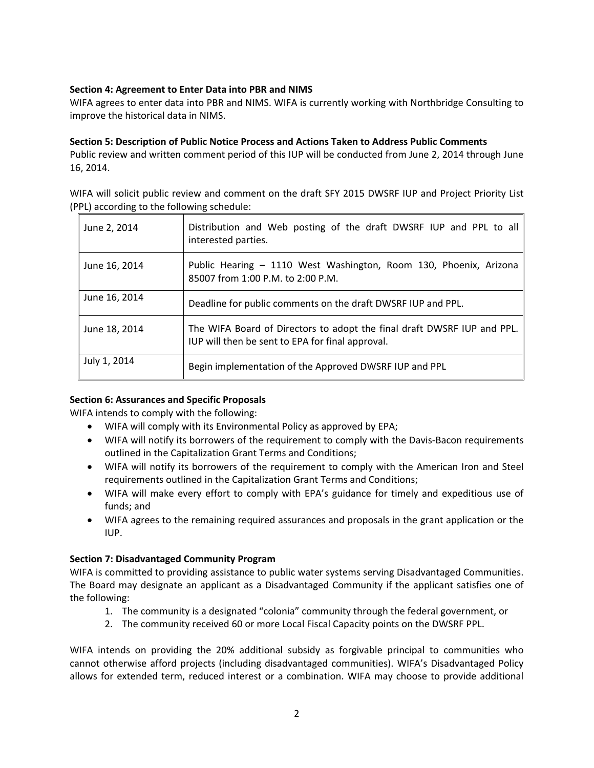**Section 4: Agreement to Enter Data into PBR and NIMS**

WIFA agrees to enter data into PBR and NIMS. WIFA is currently working with Northbridge Consulting to improve the historical data in NIMS.

**Section 5: Description of Public Notice Process and Actions Taken to Address Public Comments**

Public review and written comment period of this IUP will be conducted from June 2, 2014 through June 16, 2014.

WIFA will solicit public review and comment on the draft SFY 2015 DWSRF IUP and Project Priority List (PPL) according to the following schedule:

| | |
|---|---|
| June 2, 2014 | Distribution and Web posting of the draft DWSRF IUP and PPL to all interested parties. |
| June 16, 2014 | Public Hearing – 1110 West Washington, Room 130, Phoenix, Arizona 85007 from 1:00 P.M. to 2:00 P.M. |
| June 16, 2014 | Deadline for public comments on the draft DWSRF IUP and PPL. |
| June 18, 2014 | The WIFA Board of Directors to adopt the final draft DWSRF IUP and PPL. IUP will then be sent to EPA for final approval. |
| July 1, 2014 | Begin implementation of the Approved DWSRF IUP and PPL |

**Section 6: Assurances and Specific Proposals**

WIFA intends to comply with the following:

- WIFA will comply with its Environmental Policy as approved by EPA;
- WIFA will notify its borrowers of the requirement to comply with the Davis-Bacon requirements outlined in the Capitalization Grant Terms and Conditions;
- WIFA will notify its borrowers of the requirement to comply with the American Iron and Steel requirements outlined in the Capitalization Grant Terms and Conditions;
- WIFA will make every effort to comply with EPA's guidance for timely and expeditious use of funds; and
- WIFA agrees to the remaining required assurances and proposals in the grant application or the IUP.

**Section 7: Disadvantaged Community Program**

WIFA is committed to providing assistance to public water systems serving Disadvantaged Communities. The Board may designate an applicant as a Disadvantaged Community if the applicant satisfies one of the following:

1. The community is a designated "colonia" community through the federal government, or
2. The community received 60 or more Local Fiscal Capacity points on the DWSRF PPL.

WIFA intends on providing the 20% additional subsidy as forgivable principal to communities who cannot otherwise afford projects (including disadvantaged communities). WIFA's Disadvantaged Policy allows for extended term, reduced interest or a combination. WIFA may choose to provide additional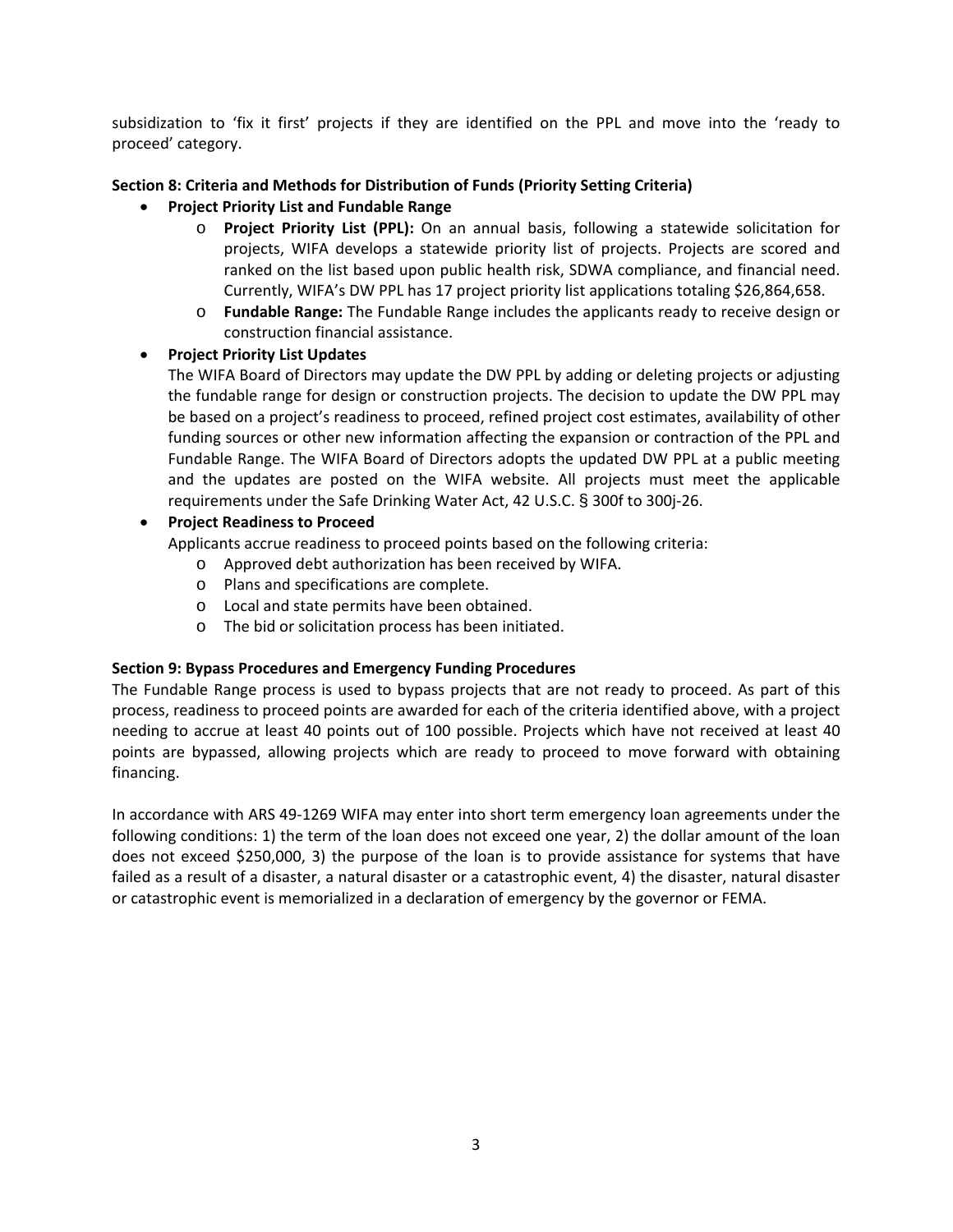subsidization to 'fix it first' projects if they are identified on the PPL and move into the 'ready to proceed' category.

**Section 8: Criteria and Methods for Distribution of Funds (Priority Setting Criteria)**

- **Project Priority List and Fundable Range**
  - **Project Priority List (PPL):** On an annual basis, following a statewide solicitation for projects, WIFA develops a statewide priority list of projects. Projects are scored and ranked on the list based upon public health risk, SDWA compliance, and financial need. Currently, WIFA's DW PPL has 17 project priority list applications totaling $26,864,658.
  - **Fundable Range:** The Fundable Range includes the applicants ready to receive design or construction financial assistance.
- **Project Priority List Updates**

  The WIFA Board of Directors may update the DW PPL by adding or deleting projects or adjusting the fundable range for design or construction projects. The decision to update the DW PPL may be based on a project's readiness to proceed, refined project cost estimates, availability of other funding sources or other new information affecting the expansion or contraction of the PPL and Fundable Range. The WIFA Board of Directors adopts the updated DW PPL at a public meeting and the updates are posted on the WIFA website. All projects must meet the applicable requirements under the Safe Drinking Water Act, 42 U.S.C. § 300f to 300j-26.
- **Project Readiness to Proceed**

  Applicants accrue readiness to proceed points based on the following criteria:
  - Approved debt authorization has been received by WIFA.
  - Plans and specifications are complete.
  - Local and state permits have been obtained.
  - The bid or solicitation process has been initiated.

**Section 9: Bypass Procedures and Emergency Funding Procedures**

The Fundable Range process is used to bypass projects that are not ready to proceed. As part of this process, readiness to proceed points are awarded for each of the criteria identified above, with a project needing to accrue at least 40 points out of 100 possible. Projects which have not received at least 40 points are bypassed, allowing projects which are ready to proceed to move forward with obtaining financing.

In accordance with ARS 49-1269 WIFA may enter into short term emergency loan agreements under the following conditions: 1) the term of the loan does not exceed one year, 2) the dollar amount of the loan does not exceed $250,000, 3) the purpose of the loan is to provide assistance for systems that have failed as a result of a disaster, a natural disaster or a catastrophic event, 4) the disaster, natural disaster or catastrophic event is memorialized in a declaration of emergency by the governor or FEMA.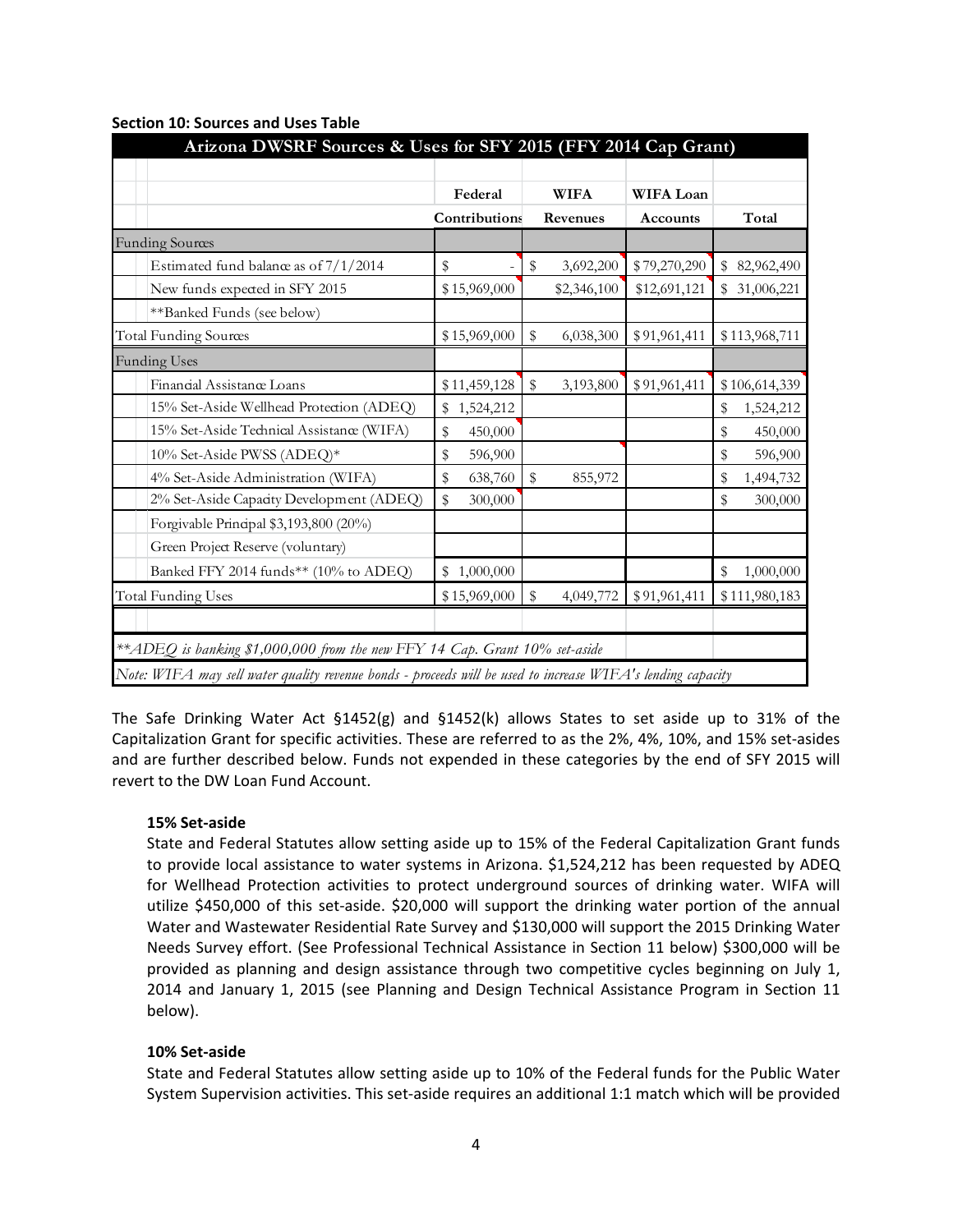**Section 10: Sources and Uses Table**

| Arizona DWSRF Sources & Uses for SFY 2015 (FFY 2014 Cap Grant) | | | | |
|---|---|---|---|---|
| | Federal Contributions | WIFA Revenues | WIFA Loan Accounts | Total |
| **Funding Sources** | | | | |
| Estimated fund balance as of 7/1/2014 | $ - | $ 3,692,200 | $79,270,290 | $ 82,962,490 |
| New funds expected in SFY 2015 | $15,969,000 | $2,346,100 | $12,691,121 | $ 31,006,221 |
| **Banked Funds (see below) | | | | |
| Total Funding Sources | $15,969,000 | $ 6,038,300 | $91,961,411 | $113,968,711 |
| **Funding Uses** | | | | |
| Financial Assistance Loans | $11,459,128 | $ 3,193,800 | $91,961,411 | $106,614,339 |
| 15% Set-Aside Wellhead Protection (ADEQ) | $ 1,524,212 | | | $ 1,524,212 |
| 15% Set-Aside Technical Assistance (WIFA) | $ 450,000 | | | $ 450,000 |
| 10% Set-Aside PWSS (ADEQ)* | $ 596,900 | | | $ 596,900 |
| 4% Set-Aside Administration (WIFA) | $ 638,760 | $ 855,972 | | $ 1,494,732 |
| 2% Set-Aside Capacity Development (ADEQ) | $ 300,000 | | | $ 300,000 |
| Forgivable Principal $3,193,800 (20%) | | | | |
| Green Project Reserve (voluntary) | | | | |
| Banked FFY 2014 funds** (10% to ADEQ) | $ 1,000,000 | | | $ 1,000,000 |
| Total Funding Uses | $15,969,000 | $ 4,049,772 | $91,961,411 | $111,980,183 |

*\*\*ADEQ is banking $1,000,000 from the new FFY 14 Cap. Grant 10% set-aside*

*Note: WIFA may sell water quality revenue bonds - proceeds will be used to increase WIFA's lending capacity*

The Safe Drinking Water Act §1452(g) and §1452(k) allows States to set aside up to 31% of the Capitalization Grant for specific activities. These are referred to as the 2%, 4%, 10%, and 15% set-asides and are further described below. Funds not expended in these categories by the end of SFY 2015 will revert to the DW Loan Fund Account.

**15% Set-aside**

State and Federal Statutes allow setting aside up to 15% of the Federal Capitalization Grant funds to provide local assistance to water systems in Arizona. $1,524,212 has been requested by ADEQ for Wellhead Protection activities to protect underground sources of drinking water. WIFA will utilize $450,000 of this set-aside. $20,000 will support the drinking water portion of the annual Water and Wastewater Residential Rate Survey and $130,000 will support the 2015 Drinking Water Needs Survey effort. (See Professional Technical Assistance in Section 11 below) $300,000 will be provided as planning and design assistance through two competitive cycles beginning on July 1, 2014 and January 1, 2015 (see Planning and Design Technical Assistance Program in Section 11 below).

**10% Set-aside**

State and Federal Statutes allow setting aside up to 10% of the Federal funds for the Public Water System Supervision activities. This set-aside requires an additional 1:1 match which will be provided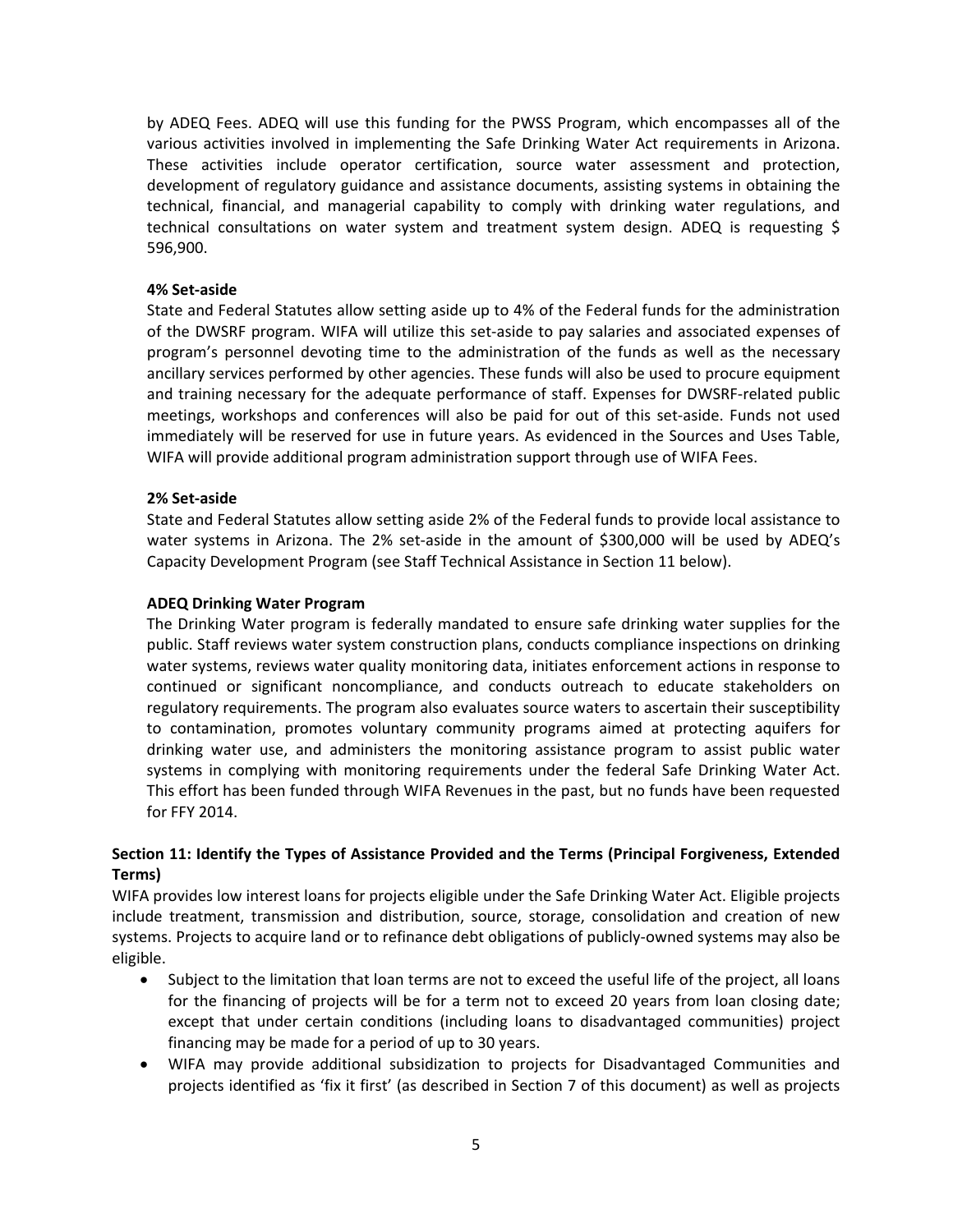by ADEQ Fees. ADEQ will use this funding for the PWSS Program, which encompasses all of the various activities involved in implementing the Safe Drinking Water Act requirements in Arizona. These activities include operator certification, source water assessment and protection, development of regulatory guidance and assistance documents, assisting systems in obtaining the technical, financial, and managerial capability to comply with drinking water regulations, and technical consultations on water system and treatment system design. ADEQ is requesting $ 596,900.

**4% Set-aside**

State and Federal Statutes allow setting aside up to 4% of the Federal funds for the administration of the DWSRF program. WIFA will utilize this set-aside to pay salaries and associated expenses of program's personnel devoting time to the administration of the funds as well as the necessary ancillary services performed by other agencies. These funds will also be used to procure equipment and training necessary for the adequate performance of staff. Expenses for DWSRF-related public meetings, workshops and conferences will also be paid for out of this set-aside. Funds not used immediately will be reserved for use in future years. As evidenced in the Sources and Uses Table, WIFA will provide additional program administration support through use of WIFA Fees.

**2% Set-aside**

State and Federal Statutes allow setting aside 2% of the Federal funds to provide local assistance to water systems in Arizona. The 2% set-aside in the amount of $300,000 will be used by ADEQ's Capacity Development Program (see Staff Technical Assistance in Section 11 below).

**ADEQ Drinking Water Program**

The Drinking Water program is federally mandated to ensure safe drinking water supplies for the public. Staff reviews water system construction plans, conducts compliance inspections on drinking water systems, reviews water quality monitoring data, initiates enforcement actions in response to continued or significant noncompliance, and conducts outreach to educate stakeholders on regulatory requirements. The program also evaluates source waters to ascertain their susceptibility to contamination, promotes voluntary community programs aimed at protecting aquifers for drinking water use, and administers the monitoring assistance program to assist public water systems in complying with monitoring requirements under the federal Safe Drinking Water Act. This effort has been funded through WIFA Revenues in the past, but no funds have been requested for FFY 2014.

**Section 11: Identify the Types of Assistance Provided and the Terms (Principal Forgiveness, Extended Terms)**

WIFA provides low interest loans for projects eligible under the Safe Drinking Water Act. Eligible projects include treatment, transmission and distribution, source, storage, consolidation and creation of new systems. Projects to acquire land or to refinance debt obligations of publicly-owned systems may also be eligible.

- Subject to the limitation that loan terms are not to exceed the useful life of the project, all loans for the financing of projects will be for a term not to exceed 20 years from loan closing date; except that under certain conditions (including loans to disadvantaged communities) project financing may be made for a period of up to 30 years.
- WIFA may provide additional subsidization to projects for Disadvantaged Communities and projects identified as 'fix it first' (as described in Section 7 of this document) as well as projects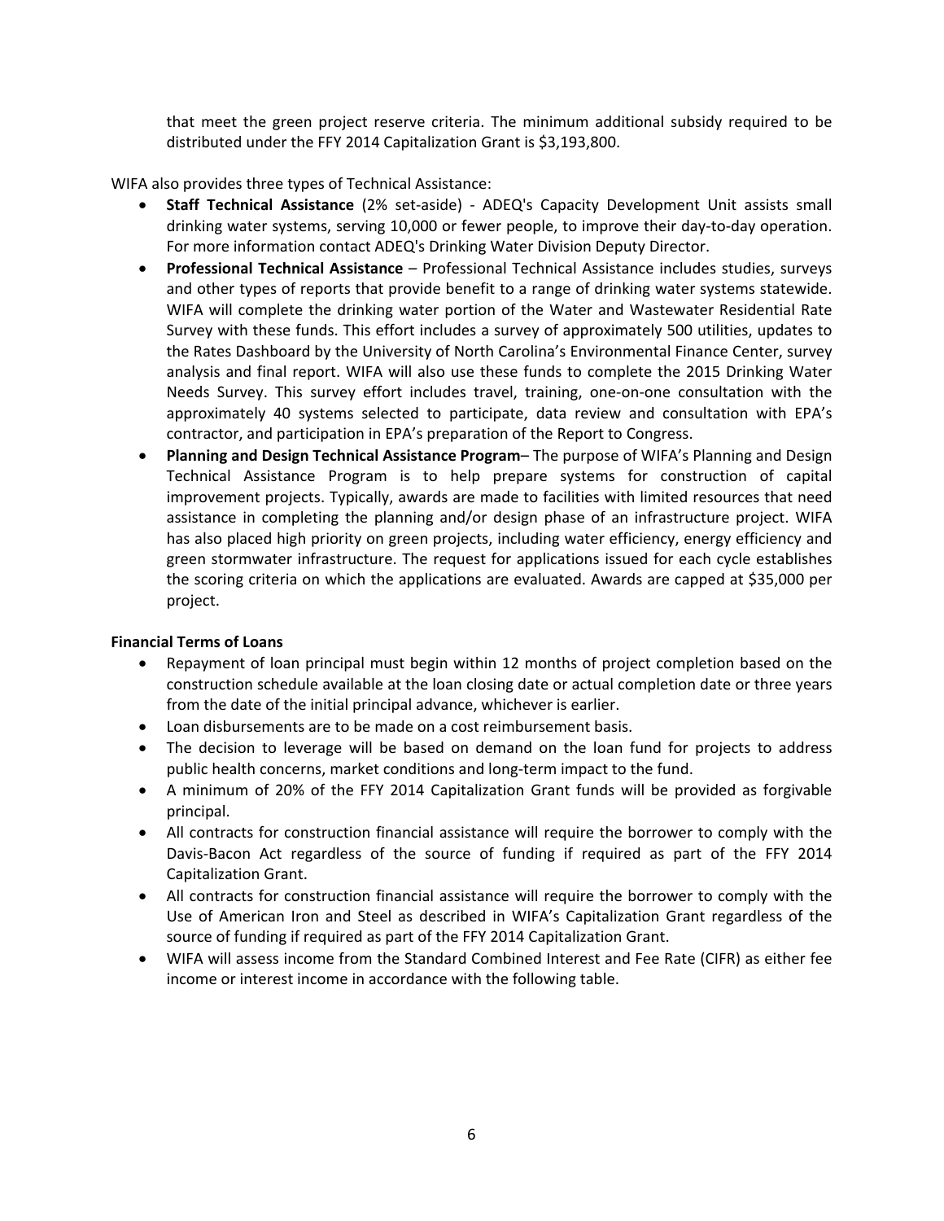that meet the green project reserve criteria. The minimum additional subsidy required to be distributed under the FFY 2014 Capitalization Grant is $3,193,800.

WIFA also provides three types of Technical Assistance:

- **Staff Technical Assistance** (2% set-aside) - ADEQ's Capacity Development Unit assists small drinking water systems, serving 10,000 or fewer people, to improve their day-to-day operation. For more information contact ADEQ's Drinking Water Division Deputy Director.
- **Professional Technical Assistance** – Professional Technical Assistance includes studies, surveys and other types of reports that provide benefit to a range of drinking water systems statewide. WIFA will complete the drinking water portion of the Water and Wastewater Residential Rate Survey with these funds. This effort includes a survey of approximately 500 utilities, updates to the Rates Dashboard by the University of North Carolina's Environmental Finance Center, survey analysis and final report. WIFA will also use these funds to complete the 2015 Drinking Water Needs Survey. This survey effort includes travel, training, one-on-one consultation with the approximately 40 systems selected to participate, data review and consultation with EPA's contractor, and participation in EPA's preparation of the Report to Congress.
- **Planning and Design Technical Assistance Program**– The purpose of WIFA's Planning and Design Technical Assistance Program is to help prepare systems for construction of capital improvement projects. Typically, awards are made to facilities with limited resources that need assistance in completing the planning and/or design phase of an infrastructure project. WIFA has also placed high priority on green projects, including water efficiency, energy efficiency and green stormwater infrastructure. The request for applications issued for each cycle establishes the scoring criteria on which the applications are evaluated. Awards are capped at $35,000 per project.

**Financial Terms of Loans**

- Repayment of loan principal must begin within 12 months of project completion based on the construction schedule available at the loan closing date or actual completion date or three years from the date of the initial principal advance, whichever is earlier.
- Loan disbursements are to be made on a cost reimbursement basis.
- The decision to leverage will be based on demand on the loan fund for projects to address public health concerns, market conditions and long-term impact to the fund.
- A minimum of 20% of the FFY 2014 Capitalization Grant funds will be provided as forgivable principal.
- All contracts for construction financial assistance will require the borrower to comply with the Davis-Bacon Act regardless of the source of funding if required as part of the FFY 2014 Capitalization Grant.
- All contracts for construction financial assistance will require the borrower to comply with the Use of American Iron and Steel as described in WIFA's Capitalization Grant regardless of the source of funding if required as part of the FFY 2014 Capitalization Grant.
- WIFA will assess income from the Standard Combined Interest and Fee Rate (CIFR) as either fee income or interest income in accordance with the following table.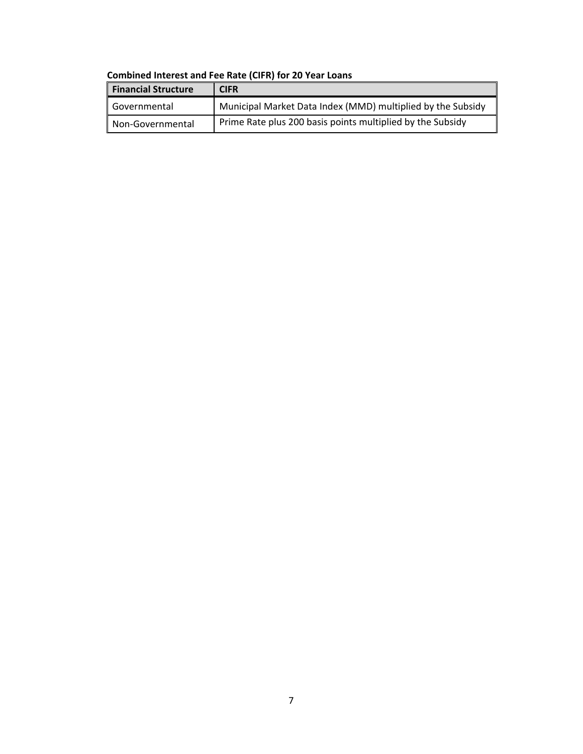**Combined Interest and Fee Rate (CIFR) for 20 Year Loans**

| Financial Structure | CIFR |
| --- | --- |
| Governmental | Municipal Market Data Index (MMD) multiplied by the Subsidy |
| Non-Governmental | Prime Rate plus 200 basis points multiplied by the Subsidy |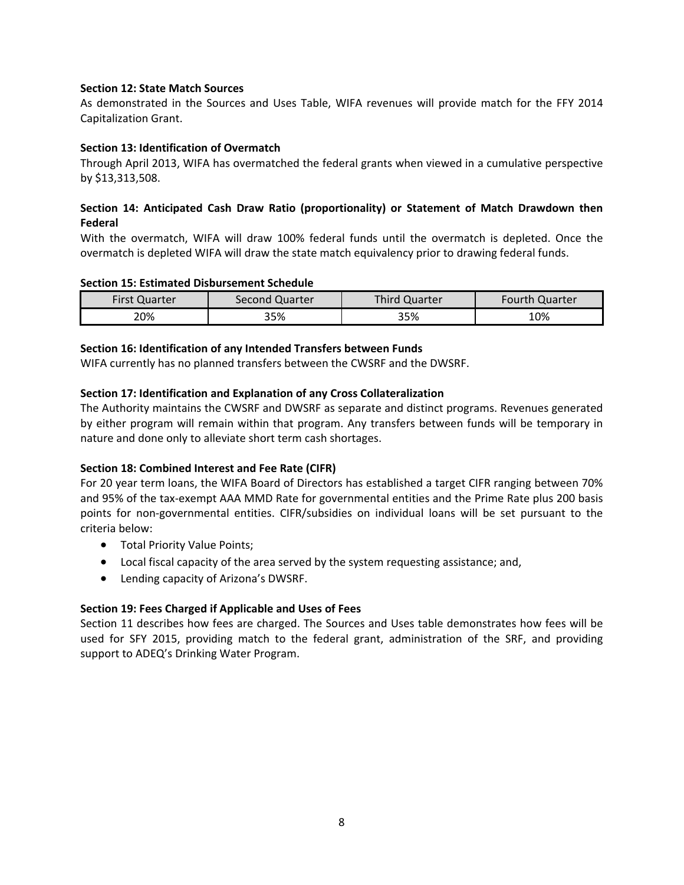**Section 12: State Match Sources**

As demonstrated in the Sources and Uses Table, WIFA revenues will provide match for the FFY 2014 Capitalization Grant.

**Section 13: Identification of Overmatch**

Through April 2013, WIFA has overmatched the federal grants when viewed in a cumulative perspective by $13,313,508.

**Section 14: Anticipated Cash Draw Ratio (proportionality) or Statement of Match Drawdown then Federal**

With the overmatch, WIFA will draw 100% federal funds until the overmatch is depleted. Once the overmatch is depleted WIFA will draw the state match equivalency prior to drawing federal funds.

**Section 15: Estimated Disbursement Schedule**

| First Quarter | Second Quarter | Third Quarter | Fourth Quarter |
| --- | --- | --- | --- |
| 20% | 35% | 35% | 10% |

**Section 16: Identification of any Intended Transfers between Funds**

WIFA currently has no planned transfers between the CWSRF and the DWSRF.

**Section 17: Identification and Explanation of any Cross Collateralization**

The Authority maintains the CWSRF and DWSRF as separate and distinct programs. Revenues generated by either program will remain within that program. Any transfers between funds will be temporary in nature and done only to alleviate short term cash shortages.

**Section 18: Combined Interest and Fee Rate (CIFR)**

For 20 year term loans, the WIFA Board of Directors has established a target CIFR ranging between 70% and 95% of the tax-exempt AAA MMD Rate for governmental entities and the Prime Rate plus 200 basis points for non-governmental entities. CIFR/subsidies on individual loans will be set pursuant to the criteria below:

- Total Priority Value Points;
- Local fiscal capacity of the area served by the system requesting assistance; and,
- Lending capacity of Arizona's DWSRF.

**Section 19: Fees Charged if Applicable and Uses of Fees**

Section 11 describes how fees are charged. The Sources and Uses table demonstrates how fees will be used for SFY 2015, providing match to the federal grant, administration of the SRF, and providing support to ADEQ's Drinking Water Program.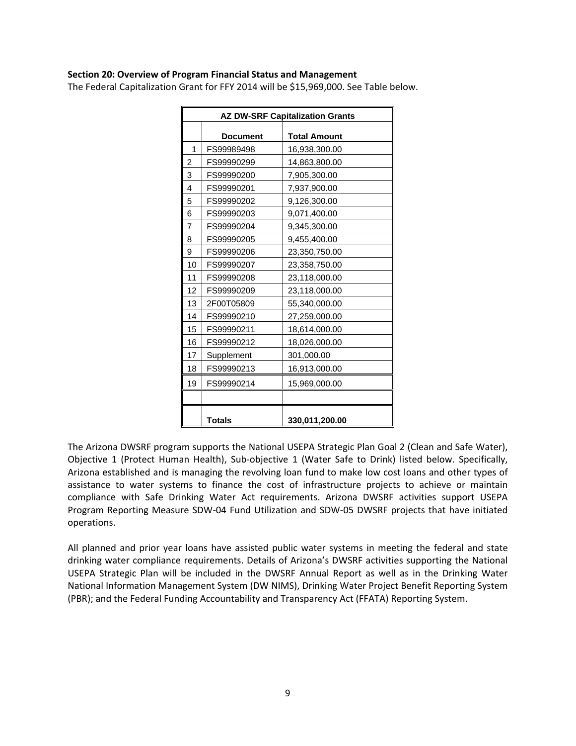**Section 20: Overview of Program Financial Status and Management**

The Federal Capitalization Grant for FFY 2014 will be $15,969,000. See Table below.

| AZ DW-SRF Capitalization Grants | | |
|---|---|---|
| | **Document** | **Total Amount** |
| 1 | FS99989498 | 16,938,300.00 |
| 2 | FS99990299 | 14,863,800.00 |
| 3 | FS99990200 | 7,905,300.00 |
| 4 | FS99990201 | 7,937,900.00 |
| 5 | FS99990202 | 9,126,300.00 |
| 6 | FS99990203 | 9,071,400.00 |
| 7 | FS99990204 | 9,345,300.00 |
| 8 | FS99990205 | 9,455,400.00 |
| 9 | FS99990206 | 23,350,750.00 |
| 10 | FS99990207 | 23,358,750.00 |
| 11 | FS99990208 | 23,118,000.00 |
| 12 | FS99990209 | 23,118,000.00 |
| 13 | 2F00T05809 | 55,340,000.00 |
| 14 | FS99990210 | 27,259,000.00 |
| 15 | FS99990211 | 18,614,000.00 |
| 16 | FS99990212 | 18,026,000.00 |
| 17 | Supplement | 301,000.00 |
| 18 | FS99990213 | 16,913,000.00 |
| 19 | FS99990214 | 15,969,000.00 |
| | | |
| | **Totals** | **330,011,200.00** |

The Arizona DWSRF program supports the National USEPA Strategic Plan Goal 2 (Clean and Safe Water), Objective 1 (Protect Human Health), Sub-objective 1 (Water Safe to Drink) listed below. Specifically, Arizona established and is managing the revolving loan fund to make low cost loans and other types of assistance to water systems to finance the cost of infrastructure projects to achieve or maintain compliance with Safe Drinking Water Act requirements. Arizona DWSRF activities support USEPA Program Reporting Measure SDW-04 Fund Utilization and SDW-05 DWSRF projects that have initiated operations.

All planned and prior year loans have assisted public water systems in meeting the federal and state drinking water compliance requirements. Details of Arizona's DWSRF activities supporting the National USEPA Strategic Plan will be included in the DWSRF Annual Report as well as in the Drinking Water National Information Management System (DW NIMS), Drinking Water Project Benefit Reporting System (PBR); and the Federal Funding Accountability and Transparency Act (FFATA) Reporting System.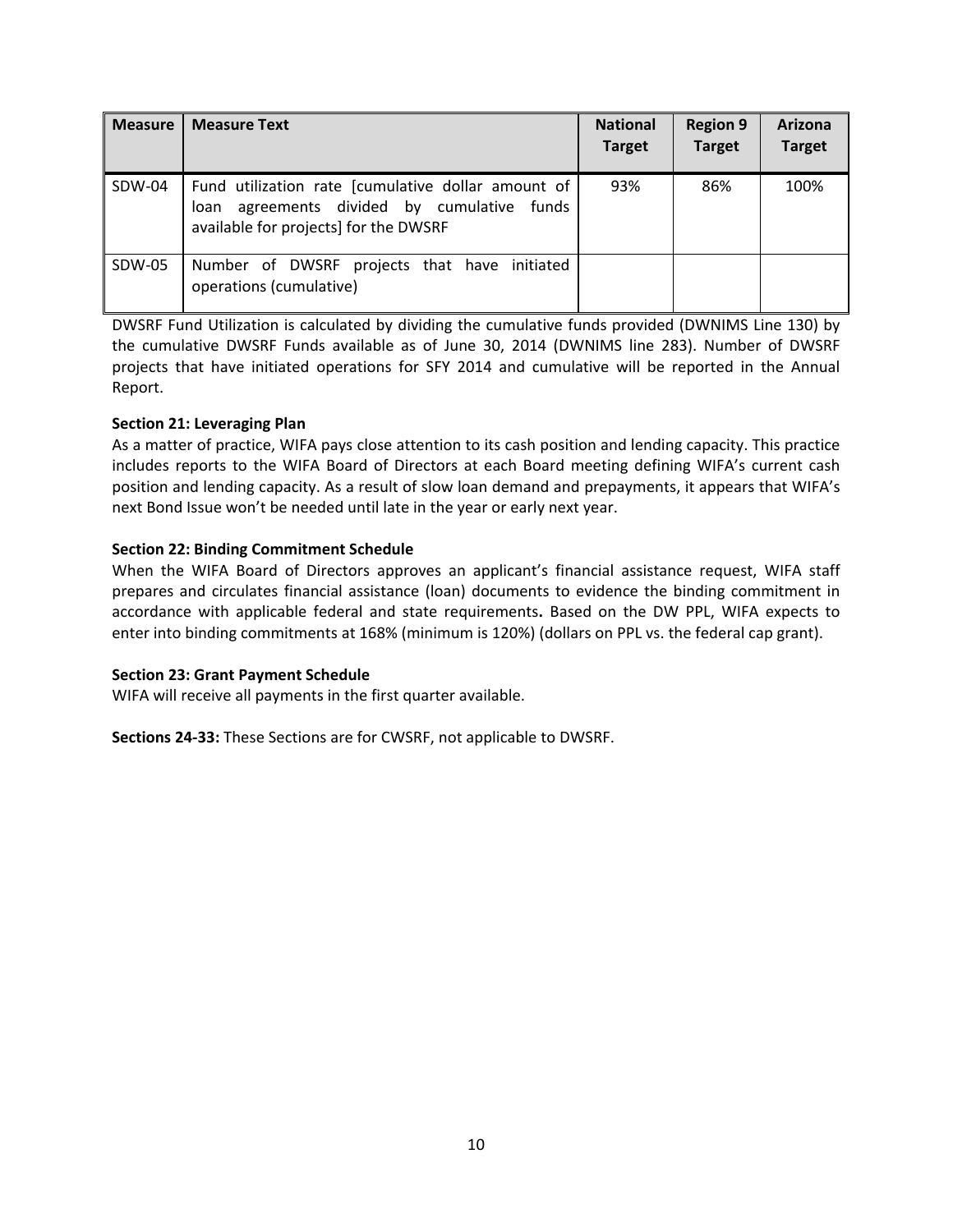| Measure | Measure Text | National Target | Region 9 Target | Arizona Target |
| --- | --- | --- | --- | --- |
| SDW-04 | Fund utilization rate [cumulative dollar amount of loan agreements divided by cumulative funds available for projects] for the DWSRF | 93% | 86% | 100% |
| SDW-05 | Number of DWSRF projects that have initiated operations (cumulative) | | | |

DWSRF Fund Utilization is calculated by dividing the cumulative funds provided (DWNIMS Line 130) by the cumulative DWSRF Funds available as of June 30, 2014 (DWNIMS line 283). Number of DWSRF projects that have initiated operations for SFY 2014 and cumulative will be reported in the Annual Report.

**Section 21: Leveraging Plan**

As a matter of practice, WIFA pays close attention to its cash position and lending capacity. This practice includes reports to the WIFA Board of Directors at each Board meeting defining WIFA's current cash position and lending capacity. As a result of slow loan demand and prepayments, it appears that WIFA's next Bond Issue won't be needed until late in the year or early next year.

**Section 22: Binding Commitment Schedule**

When the WIFA Board of Directors approves an applicant's financial assistance request, WIFA staff prepares and circulates financial assistance (loan) documents to evidence the binding commitment in accordance with applicable federal and state requirements**.** Based on the DW PPL, WIFA expects to enter into binding commitments at 168% (minimum is 120%) (dollars on PPL vs. the federal cap grant).

**Section 23: Grant Payment Schedule**

WIFA will receive all payments in the first quarter available.

**Sections 24-33:** These Sections are for CWSRF, not applicable to DWSRF.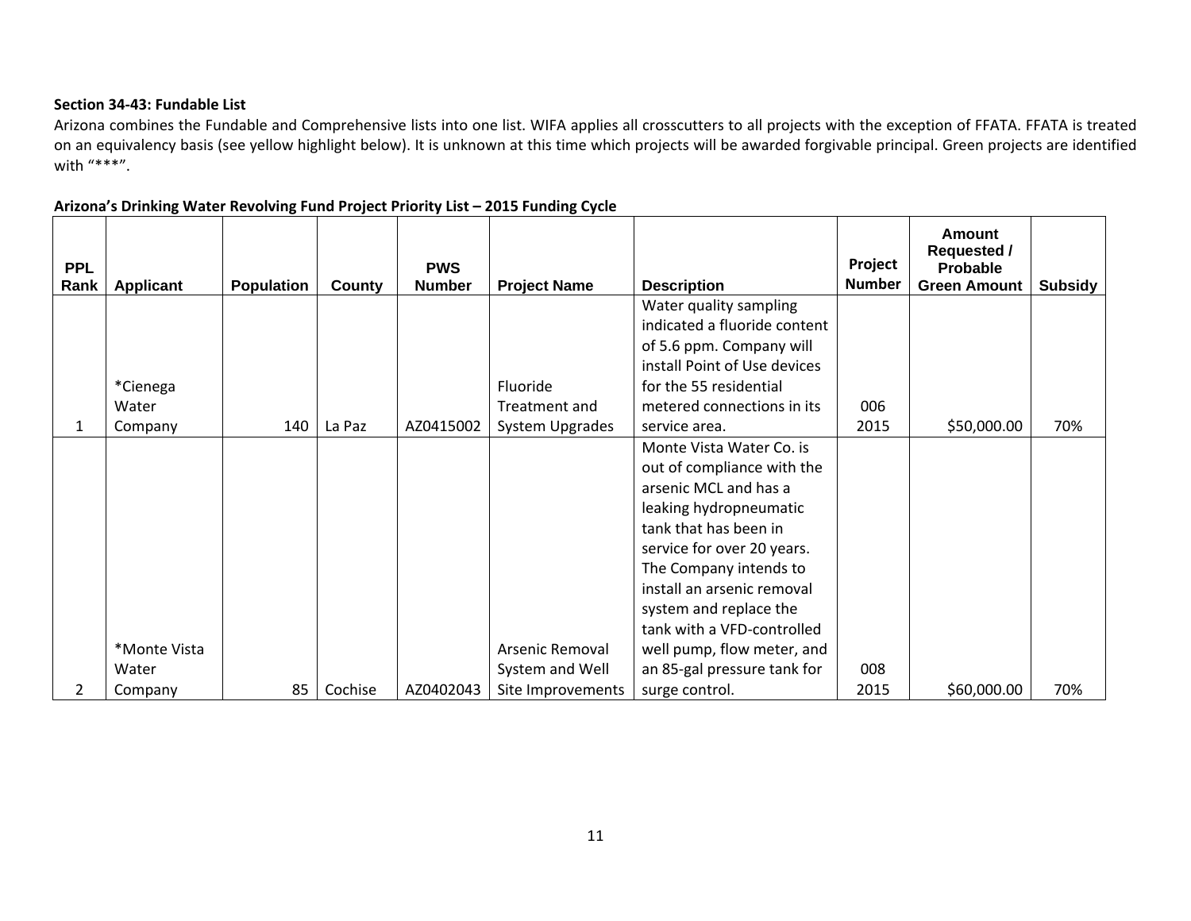**Section 34-43: Fundable List**

Arizona combines the Fundable and Comprehensive lists into one list. WIFA applies all crosscutters to all projects with the exception of FFATA. FFATA is treated on an equivalency basis (see yellow highlight below). It is unknown at this time which projects will be awarded forgivable principal. Green projects are identified with "***".

**Arizona's Drinking Water Revolving Fund Project Priority List – 2015 Funding Cycle**

| PPL Rank | Applicant | Population | County | PWS Number | Project Name | Description | Project Number | Amount Requested / Probable Green Amount | Subsidy |
|---|---|---|---|---|---|---|---|---|---|
| 1 | *Cienega Water Company | 140 | La Paz | AZ0415002 | Fluoride Treatment and System Upgrades | Water quality sampling indicated a fluoride content of 5.6 ppm. Company will install Point of Use devices for the 55 residential metered connections in its service area. | 006 2015 | $50,000.00 | 70% |
| 2 | *Monte Vista Water Company | 85 | Cochise | AZ0402043 | Arsenic Removal System and Well Site Improvements | Monte Vista Water Co. is out of compliance with the arsenic MCL and has a leaking hydropneumatic tank that has been in service for over 20 years. The Company intends to install an arsenic removal system and replace the tank with a VFD-controlled well pump, flow meter, and an 85-gal pressure tank for surge control. | 008 2015 | $60,000.00 | 70% |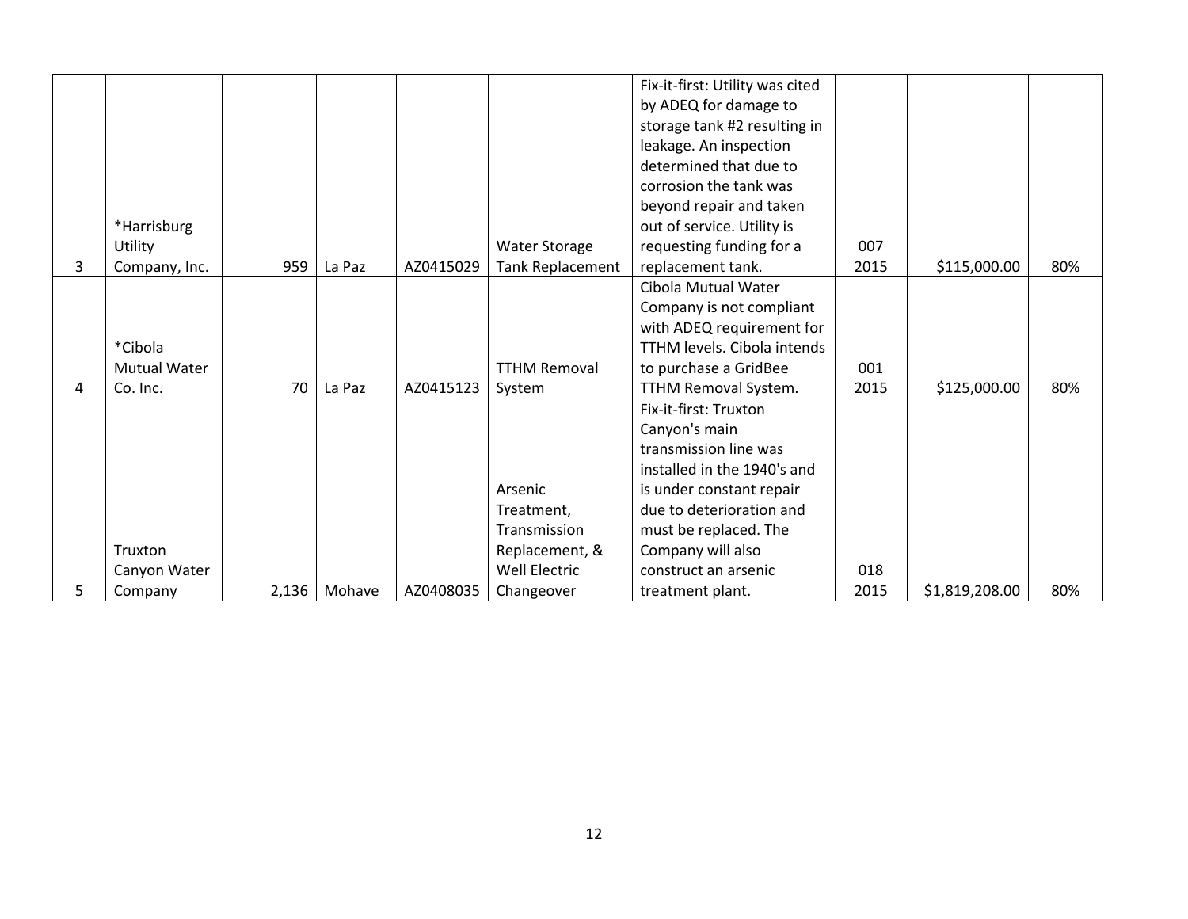| | | | | | | | | | |
|---|---|---|---|---|---|---|---|---|---|
| 3 | *Harrisburg Utility Company, Inc. | 959 | La Paz | AZ0415029 | Water Storage Tank Replacement | Fix-it-first: Utility was cited by ADEQ for damage to storage tank #2 resulting in leakage. An inspection determined that due to corrosion the tank was beyond repair and taken out of service. Utility is requesting funding for a replacement tank. | 007 2015 | $115,000.00 | 80% |
| 4 | *Cibola Mutual Water Co. Inc. | 70 | La Paz | AZ0415123 | TTHM Removal System | Cibola Mutual Water Company is not compliant with ADEQ requirement for TTHM levels. Cibola intends to purchase a GridBee TTHM Removal System. | 001 2015 | $125,000.00 | 80% |
| 5 | Truxton Canyon Water Company | 2,136 | Mohave | AZ0408035 | Arsenic Treatment, Transmission Replacement, & Well Electric Changeover | Fix-it-first: Truxton Canyon's main transmission line was installed in the 1940's and is under constant repair due to deterioration and must be replaced. The Company will also construct an arsenic treatment plant. | 018 2015 | $1,819,208.00 | 80% |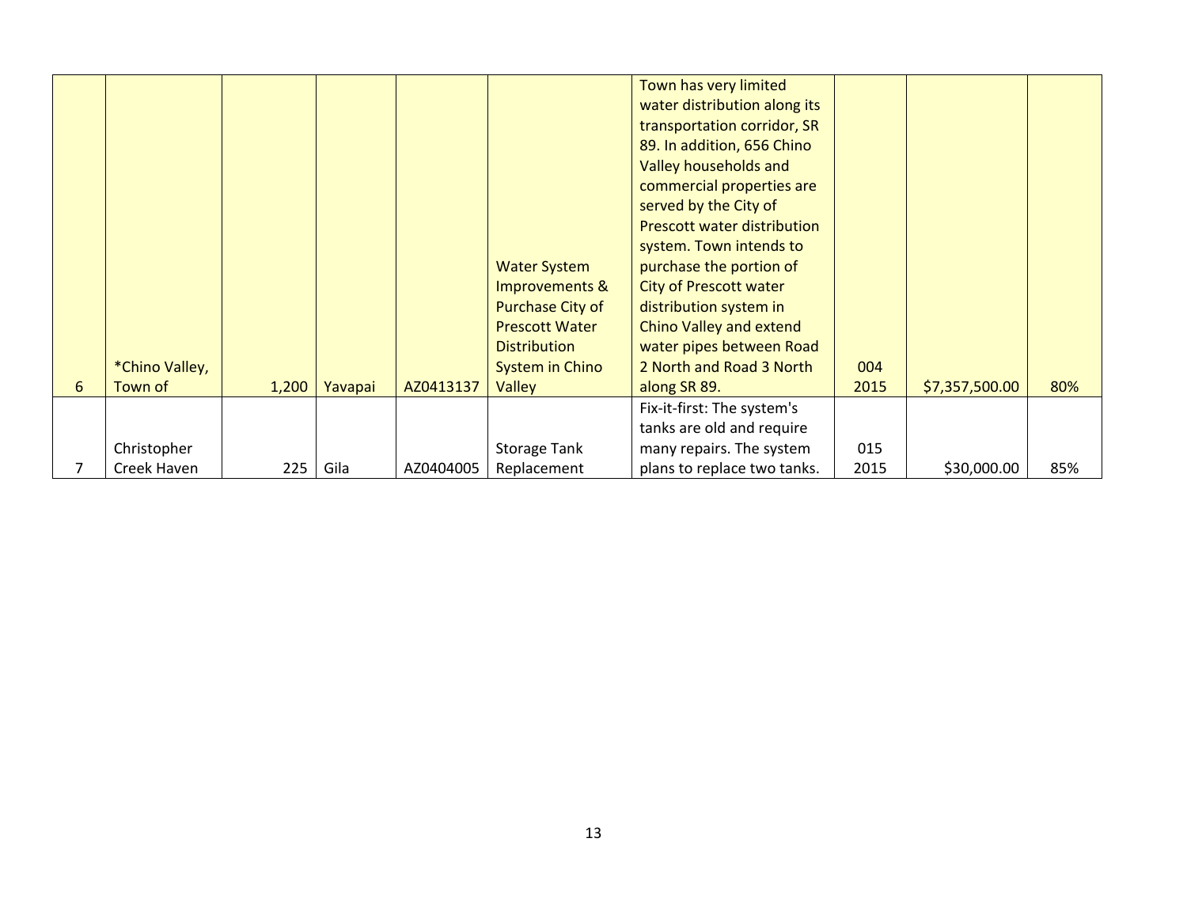| | | | | | | | | | |
|---|---|---|---|---|---|---|---|---|---|
| 6 | *Chino Valley, Town of | 1,200 | Yavapai | AZ0413137 | Water System Improvements & Purchase City of Prescott Water Distribution System in Chino Valley | Town has very limited water distribution along its transportation corridor, SR 89. In addition, 656 Chino Valley households and commercial properties are served by the City of Prescott water distribution system. Town intends to purchase the portion of City of Prescott water distribution system in Chino Valley and extend water pipes between Road 2 North and Road 3 North along SR 89. | 004 2015 | $7,357,500.00 | 80% |
| 7 | Christopher Creek Haven | 225 | Gila | AZ0404005 | Storage Tank Replacement | Fix-it-first: The system's tanks are old and require many repairs. The system plans to replace two tanks. | 015 2015 | $30,000.00 | 85% |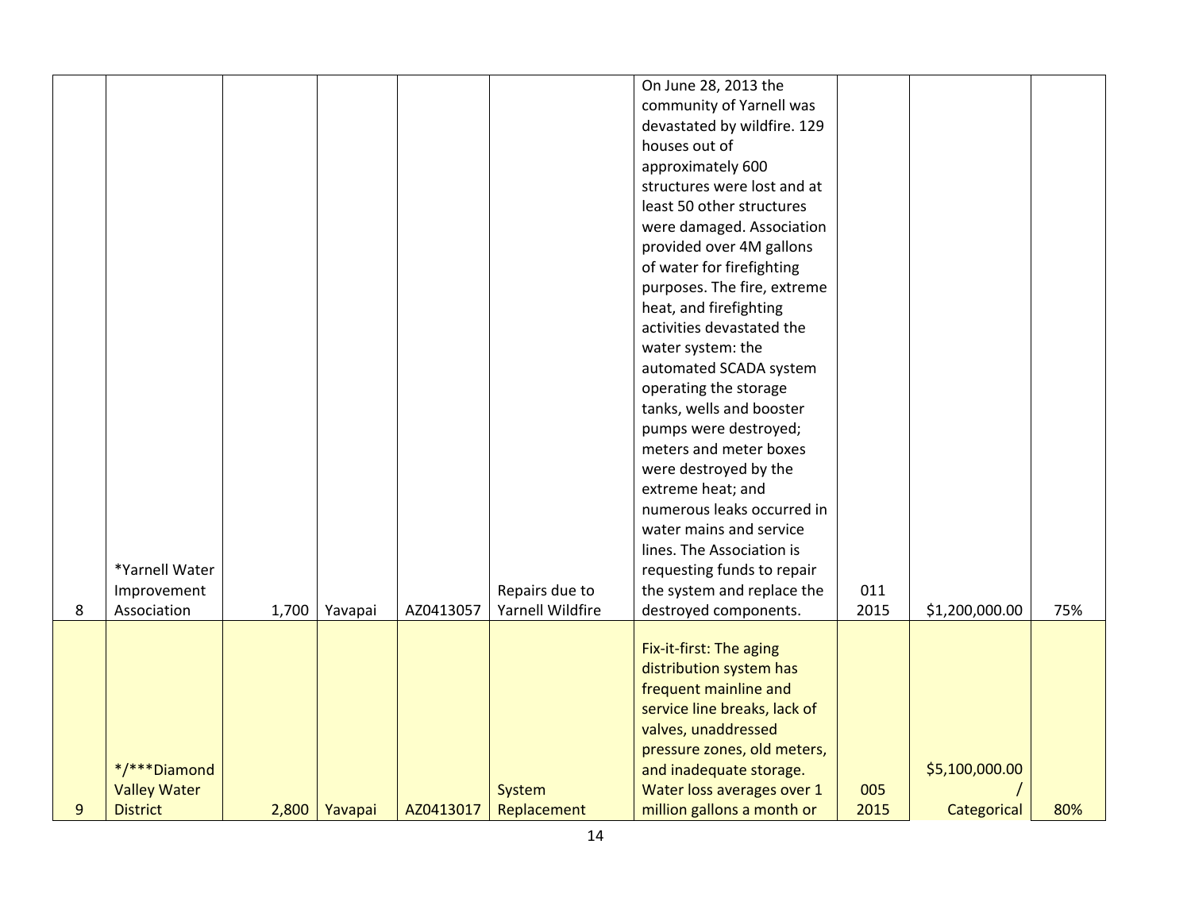| | | | | | | | | | |
|---|---|---|---|---|---|---|---|---|---|
| 8 | *Yarnell Water Improvement Association | 1,700 | Yavapai | AZ0413057 | Repairs due to Yarnell Wildfire | On June 28, 2013 the community of Yarnell was devastated by wildfire. 129 houses out of approximately 600 structures were lost and at least 50 other structures were damaged. Association provided over 4M gallons of water for firefighting purposes. The fire, extreme heat, and firefighting activities devastated the water system: the automated SCADA system operating the storage tanks, wells and booster pumps were destroyed; meters and meter boxes were destroyed by the extreme heat; and numerous leaks occurred in water mains and service lines. The Association is requesting funds to repair the system and replace the destroyed components. | 011 2015 | $1,200,000.00 | 75% |
| 9 | */***Diamond Valley Water District | 2,800 | Yavapai | AZ0413017 | System Replacement | Fix-it-first: The aging distribution system has frequent mainline and service line breaks, lack of valves, unaddressed pressure zones, old meters, and inadequate storage. Water loss averages over 1 million gallons a month or | 005 2015 | $5,100,000.00 / Categorical | 80% |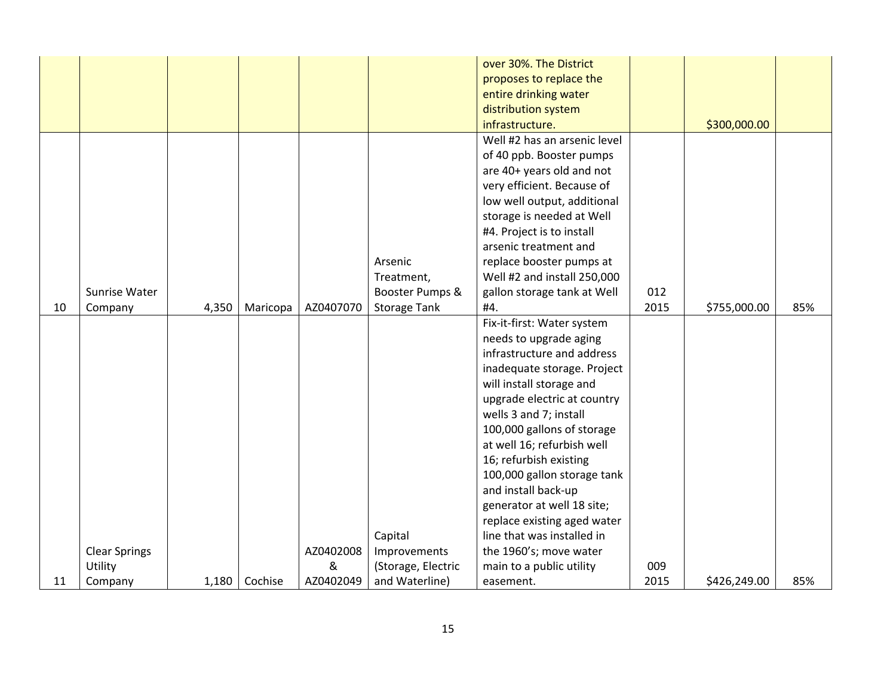| | | | | | | over 30%. The District proposes to replace the entire drinking water distribution system infrastructure. | | $300,000.00 | |
|---|---|---|---|---|---|---|---|---|---|
| 10 | Sunrise Water Company | 4,350 | Maricopa | AZ0407070 | Arsenic Treatment, Booster Pumps & Storage Tank | Well #2 has an arsenic level of 40 ppb. Booster pumps are 40+ years old and not very efficient. Because of low well output, additional storage is needed at Well #4. Project is to install arsenic treatment and replace booster pumps at Well #2 and install 250,000 gallon storage tank at Well #4. | 012 2015 | $755,000.00 | 85% |
| 11 | Clear Springs Utility Company | 1,180 | Cochise | AZ0402008 & AZ0402049 | Capital Improvements (Storage, Electric and Waterline) | Fix-it-first: Water system needs to upgrade aging infrastructure and address inadequate storage. Project will install storage and upgrade electric at country wells 3 and 7; install 100,000 gallons of storage at well 16; refurbish well 16; refurbish existing 100,000 gallon storage tank and install back-up generator at well 18 site; replace existing aged water line that was installed in the 1960's; move water main to a public utility easement. | 009 2015 | $426,249.00 | 85% |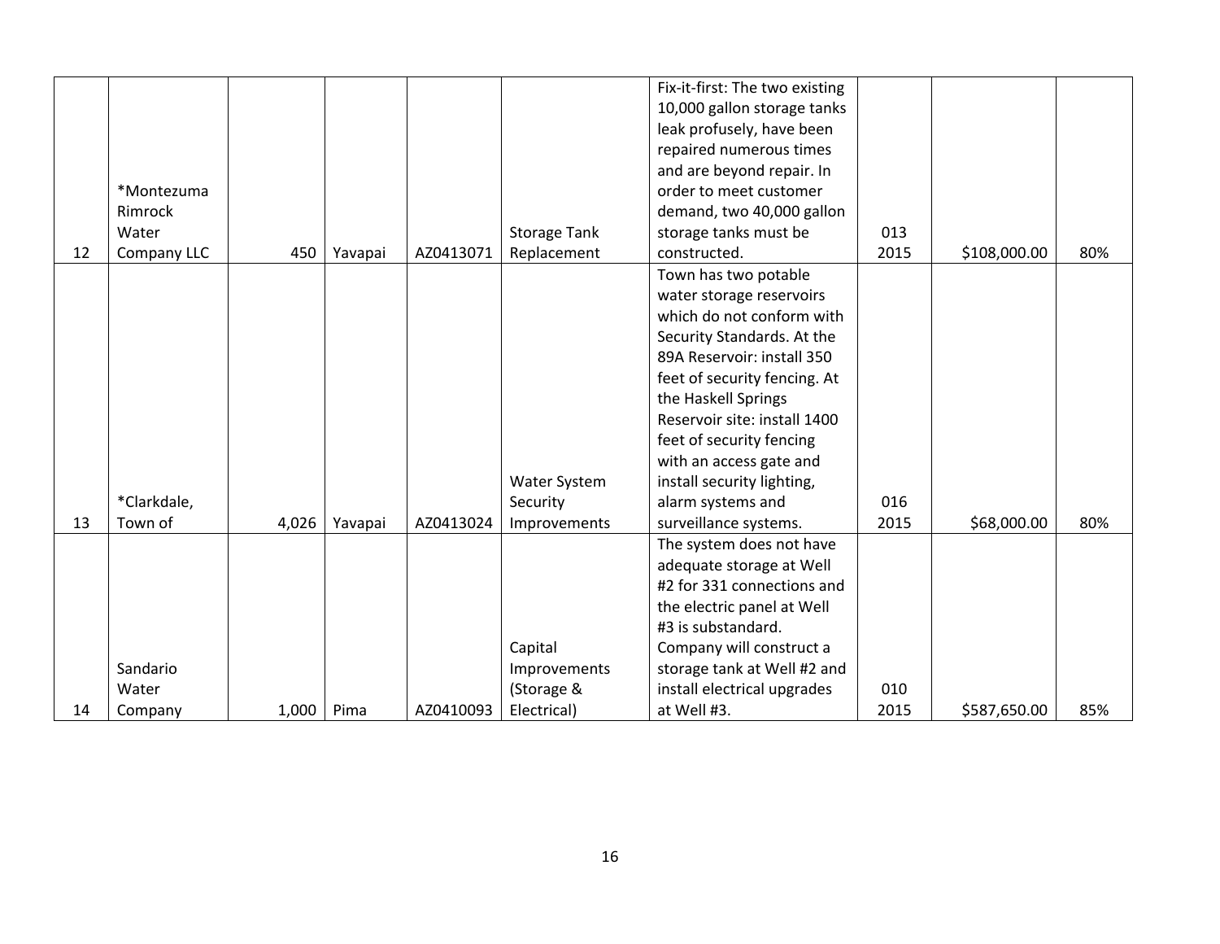| | | | | | | | | | |
|---|---|---|---|---|---|---|---|---|---|
| 12 | *Montezuma Rimrock Water Company LLC | 450 | Yavapai | AZ0413071 | Storage Tank Replacement | Fix-it-first: The two existing 10,000 gallon storage tanks leak profusely, have been repaired numerous times and are beyond repair. In order to meet customer demand, two 40,000 gallon storage tanks must be constructed. | 013 2015 | $108,000.00 | 80% |
| 13 | *Clarkdale, Town of | 4,026 | Yavapai | AZ0413024 | Water System Security Improvements | Town has two potable water storage reservoirs which do not conform with Security Standards. At the 89A Reservoir: install 350 feet of security fencing. At the Haskell Springs Reservoir site: install 1400 feet of security fencing with an access gate and install security lighting, alarm systems and surveillance systems. | 016 2015 | $68,000.00 | 80% |
| 14 | Sandario Water Company | 1,000 | Pima | AZ0410093 | Capital Improvements (Storage & Electrical) | The system does not have adequate storage at Well #2 for 331 connections and the electric panel at Well #3 is substandard. Company will construct a storage tank at Well #2 and install electrical upgrades at Well #3. | 010 2015 | $587,650.00 | 85% |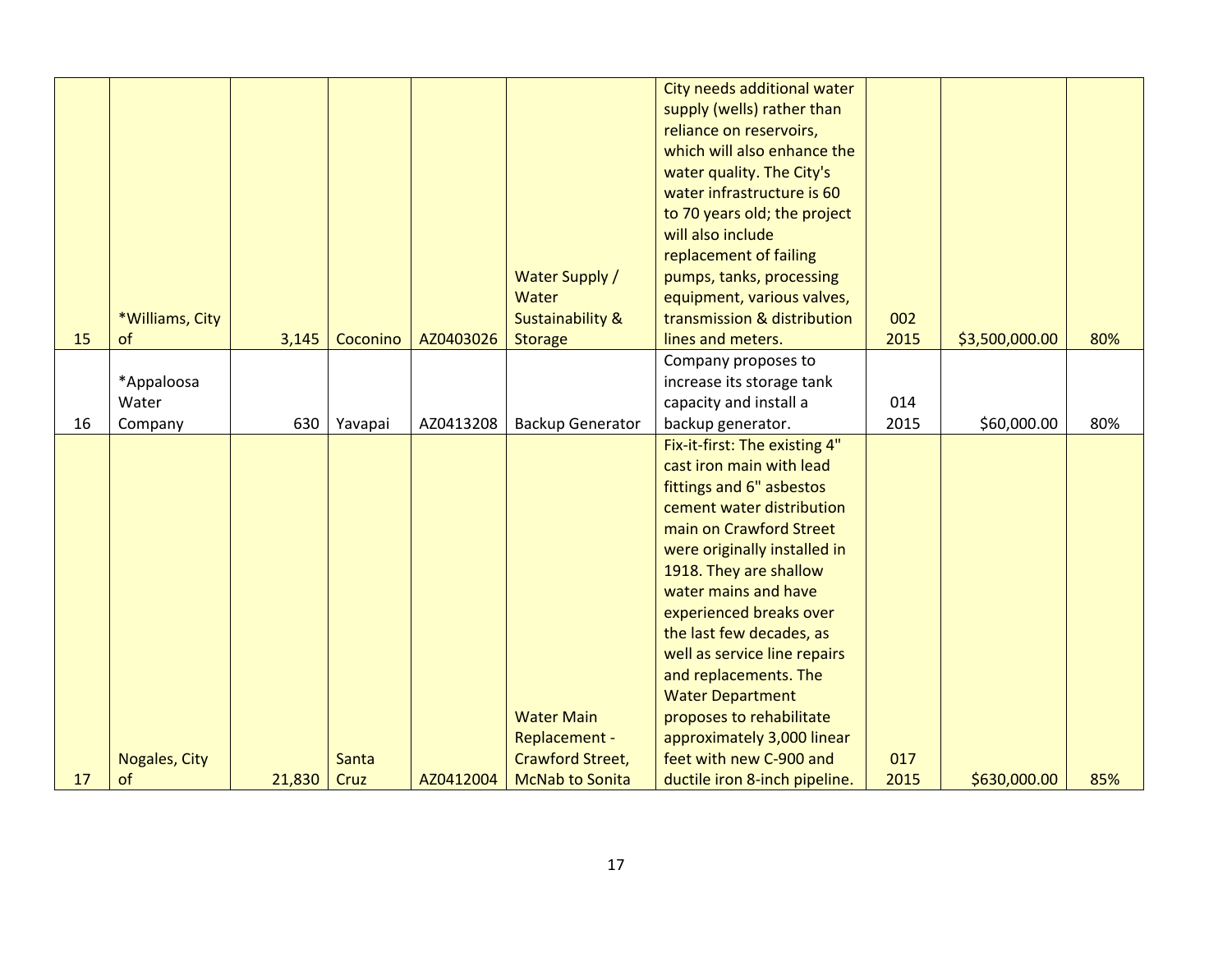| | | | | | | | | | |
|---|---|---|---|---|---|---|---|---|---|
| 15 | *Williams, City of | 3,145 | Coconino | AZ0403026 | Water Supply / Water Sustainability & Storage | City needs additional water supply (wells) rather than reliance on reservoirs, which will also enhance the water quality. The City's water infrastructure is 60 to 70 years old; the project will also include replacement of failing pumps, tanks, processing equipment, various valves, transmission & distribution lines and meters. | 002 2015 | $3,500,000.00 | 80% |
| 16 | *Appaloosa Water Company | 630 | Yavapai | AZ0413208 | Backup Generator | Company proposes to increase its storage tank capacity and install a backup generator. | 014 2015 | $60,000.00 | 80% |
| 17 | Nogales, City of | 21,830 | Santa Cruz | AZ0412004 | Water Main Replacement - Crawford Street, McNab to Sonita | Fix-it-first: The existing 4" cast iron main with lead fittings and 6" asbestos cement water distribution main on Crawford Street were originally installed in 1918. They are shallow water mains and have experienced breaks over the last few decades, as well as service line repairs and replacements. The Water Department proposes to rehabilitate approximately 3,000 linear feet with new C-900 and ductile iron 8-inch pipeline. | 017 2015 | $630,000.00 | 85% |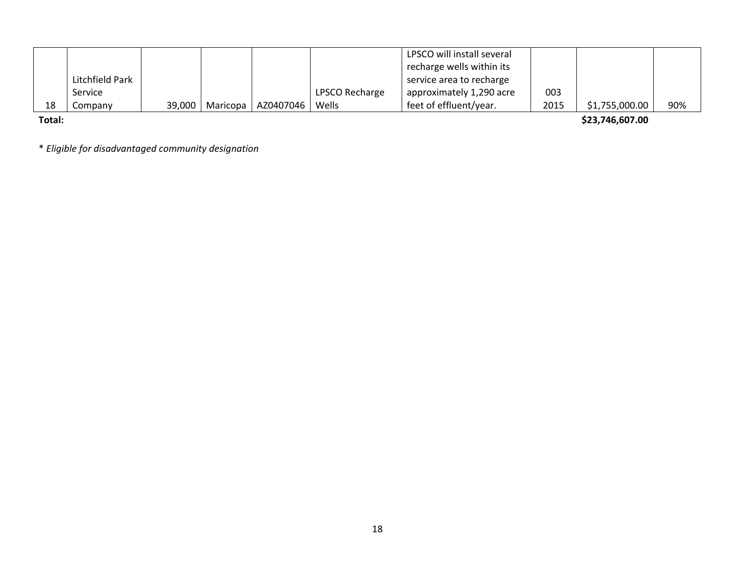| | | | | | | | | | |
|---|---|---|---|---|---|---|---|---|---|
| 18 | Litchfield Park Service Company | 39,000 | Maricopa | AZ0407046 | LPSCO Recharge Wells | LPSCO will install several recharge wells within its service area to recharge approximately 1,290 acre feet of effluent/year. | 003 2015 | $1,755,000.00 | 90% |
| **Total:** | | | | | | | | **$23,746,607.00** | |

* *Eligible for disadvantaged community designation*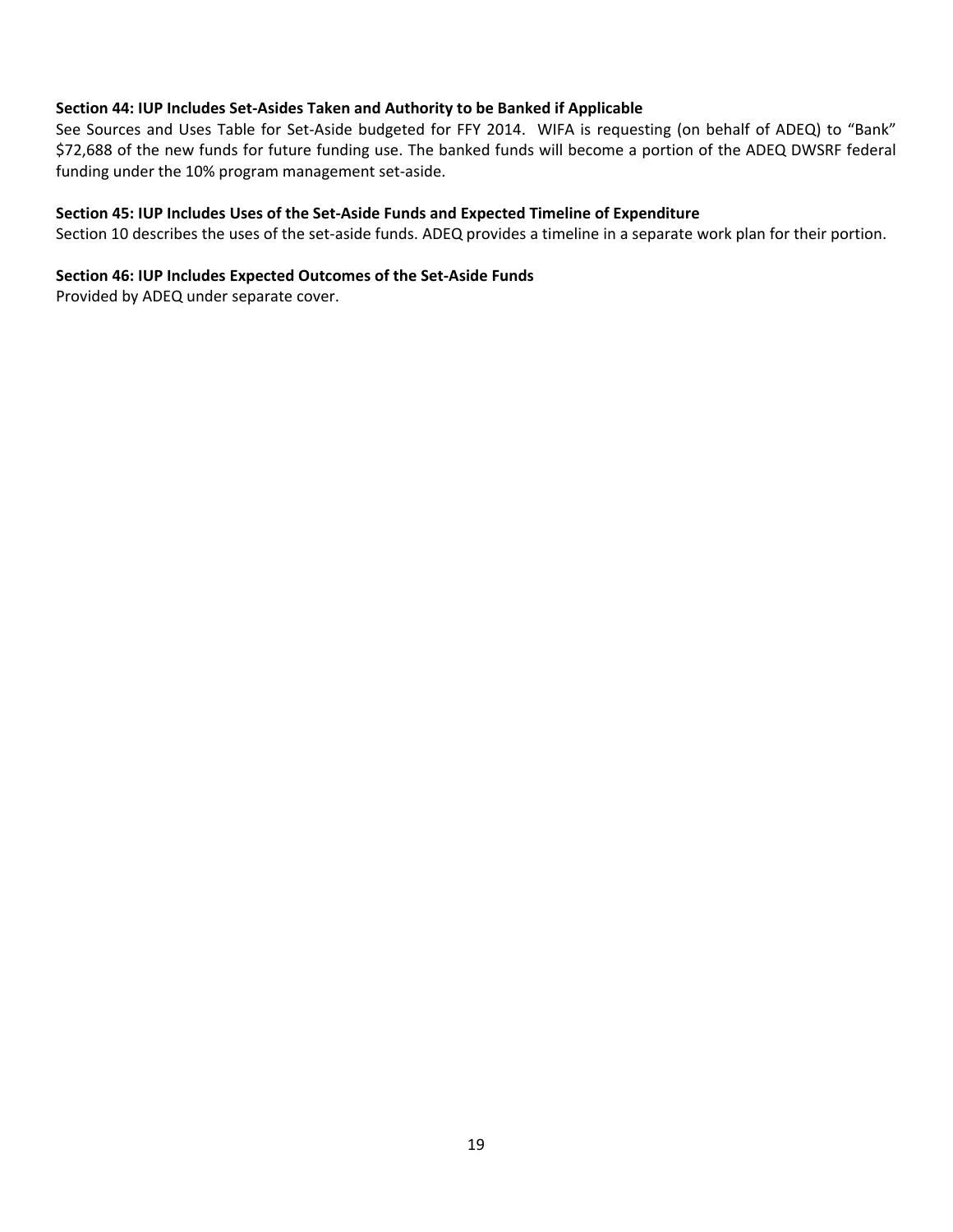**Section 44: IUP Includes Set-Asides Taken and Authority to be Banked if Applicable**

See Sources and Uses Table for Set-Aside budgeted for FFY 2014. WIFA is requesting (on behalf of ADEQ) to "Bank" $72,688 of the new funds for future funding use. The banked funds will become a portion of the ADEQ DWSRF federal funding under the 10% program management set-aside.

**Section 45: IUP Includes Uses of the Set-Aside Funds and Expected Timeline of Expenditure**

Section 10 describes the uses of the set-aside funds. ADEQ provides a timeline in a separate work plan for their portion.

**Section 46: IUP Includes Expected Outcomes of the Set-Aside Funds**

Provided by ADEQ under separate cover.